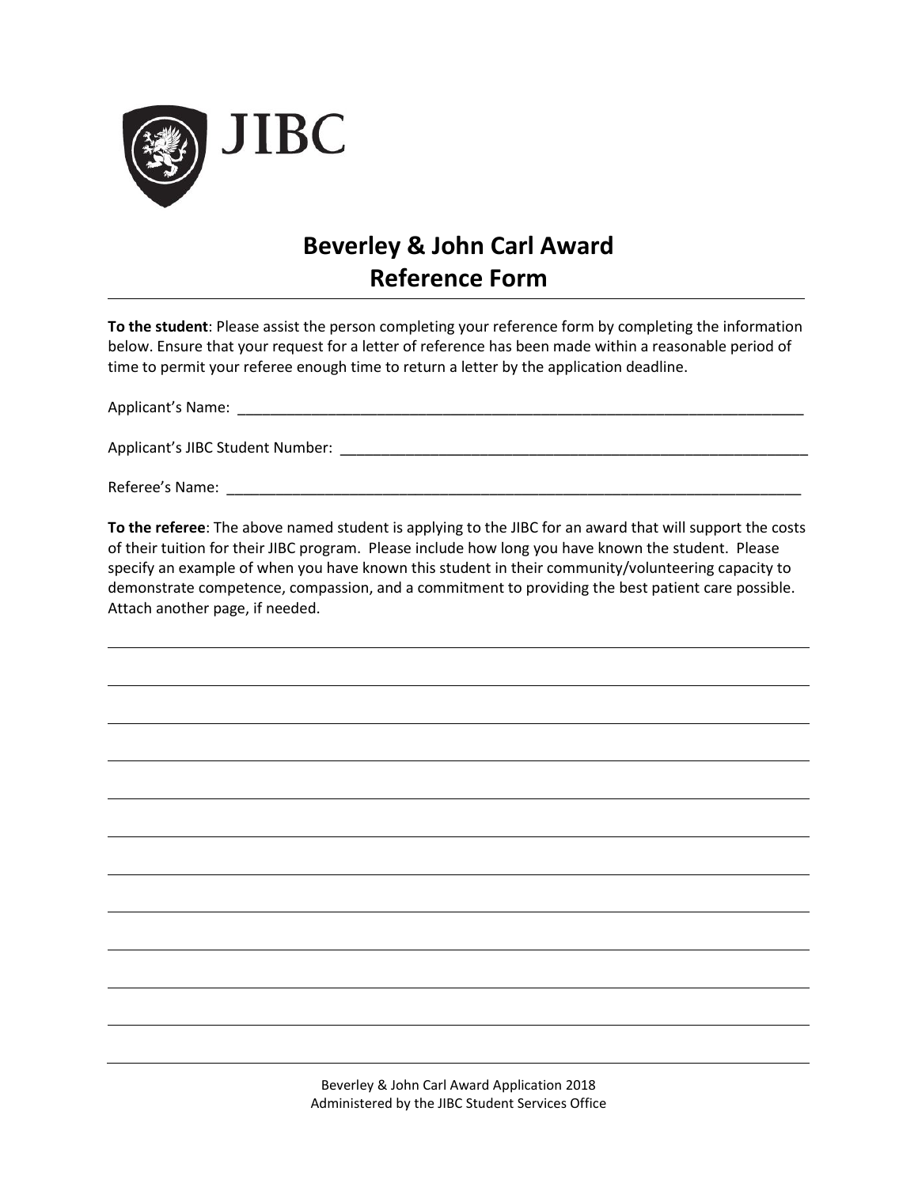JIBC

# Beverley & John Carl Award
## Reference Form

**To the student**: Please assist the person completing your reference form by completing the information below. Ensure that your request for a letter of reference has been made within a reasonable period of time to permit your referee enough time to return a letter by the application deadline.

Applicant's Name: ___________________________________________________________________________

Applicant's JIBC Student Number: ____________________________________________________________

Referee's Name: ____________________________________________________________________________

**To the referee**: The above named student is applying to the JIBC for an award that will support the costs of their tuition for their JIBC program. Please include how long you have known the student. Please specify an example of when you have known this student in their community/volunteering capacity to demonstrate competence, compassion, and a commitment to providing the best patient care possible. Attach another page, if needed.

______________________________________________________________________________

______________________________________________________________________________

______________________________________________________________________________

______________________________________________________________________________

______________________________________________________________________________

______________________________________________________________________________

______________________________________________________________________________

______________________________________________________________________________

______________________________________________________________________________

______________________________________________________________________________

______________________________________________________________________________

______________________________________________________________________________

Beverley & John Carl Award Application 2018
Administered by the JIBC Student Services Office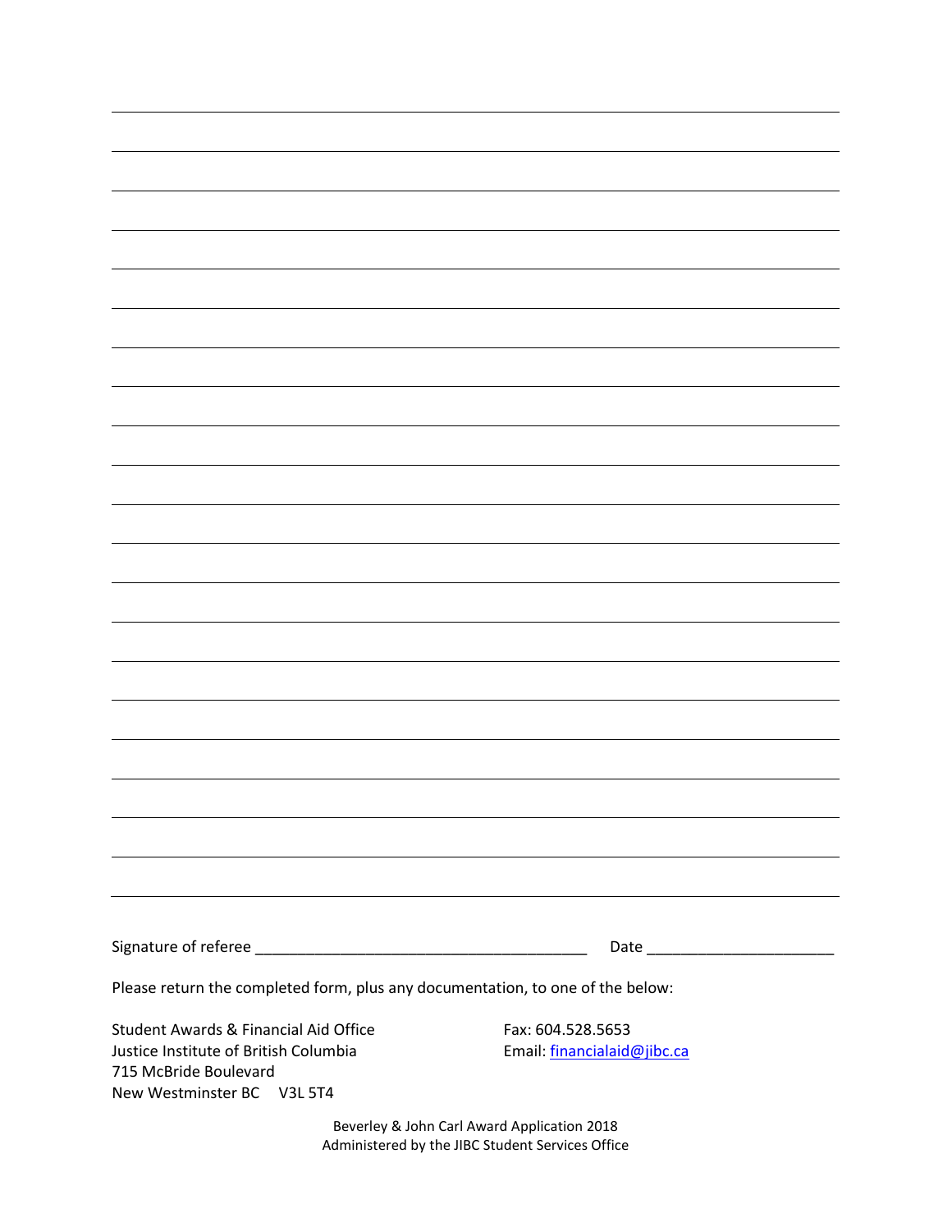Signature of referee ______________________________________ Date _____________________

Please return the completed form, plus any documentation, to one of the below:

Student Awards & Financial Aid Office
Justice Institute of British Columbia
715 McBride Boulevard
New Westminster BC V3L 5T4

Fax: 604.528.5653
Email: financialaid@jibc.ca

Beverley & John Carl Award Application 2018
Administered by the JIBC Student Services Office